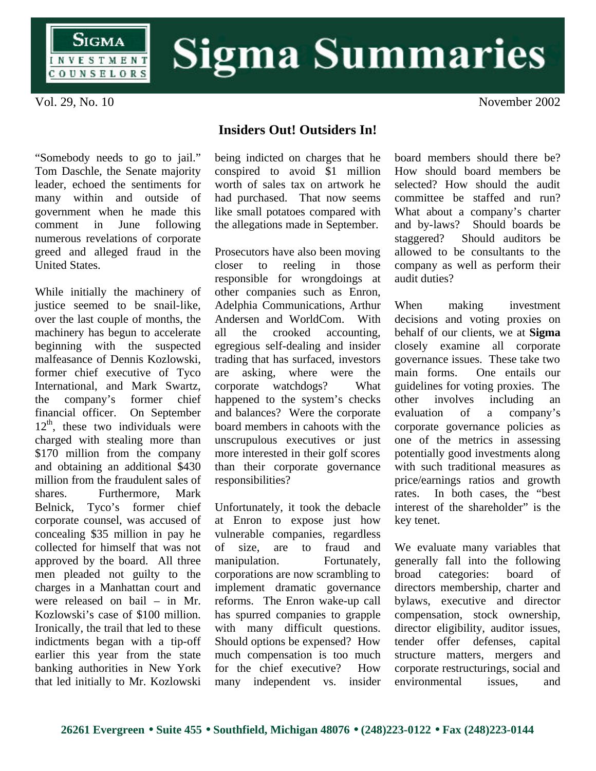# Sigma Summaries

Vol. 29, No. 10 November 2002

## Insiders Out! Outsiders In!

"Somebody needs to go to jail." Tom Daschle, the Senate majority leader, echoed the sentiments for many within and outside of government when he made this comment in June following numerous revelations of corporate greed and alleged fraud in the United States.

While initially the machinery of justice seemed to be snail-like, over the last couple of months, the machinery has begun to accelerate beginning with the suspected malfeasance of Dennis Kozlowski, former chief executive of Tyco International, and Mark Swartz, the company's former chief financial officer. On September 12th, these two individuals were charged with stealing more than $170 million from the company and obtaining an additional $430 million from the fraudulent sales of shares. Furthermore, Mark Belnick, Tyco's former chief corporate counsel, was accused of concealing $35 million in pay he collected for himself that was not approved by the board. All three men pleaded not guilty to the charges in a Manhattan court and were released on bail – in Mr. Kozlowski's case of $100 million. Ironically, the trail that led to these indictments began with a tip-off earlier this year from the state banking authorities in New York that led initially to Mr. Kozlowski being indicted on charges that he conspired to avoid $1 million worth of sales tax on artwork he had purchased. That now seems like small potatoes compared with the allegations made in September.

Prosecutors have also been moving closer to reeling in those responsible for wrongdoings at other companies such as Enron, Adelphia Communications, Arthur Andersen and WorldCom. With all the crooked accounting, egregious self-dealing and insider trading that has surfaced, investors are asking, where were the corporate watchdogs? What happened to the system's checks and balances? Were the corporate board members in cahoots with the unscrupulous executives or just more interested in their golf scores than their corporate governance responsibilities?

Unfortunately, it took the debacle at Enron to expose just how vulnerable companies, regardless of size, are to fraud and manipulation. Fortunately, corporations are now scrambling to implement dramatic governance reforms. The Enron wake-up call has spurred companies to grapple with many difficult questions. Should options be expensed? How much compensation is too much for the chief executive? How many independent vs. insider board members should there be? How should board members be selected? How should the audit committee be staffed and run? What about a company's charter and by-laws? Should boards be staggered? Should auditors be allowed to be consultants to the company as well as perform their audit duties?

When making investment decisions and voting proxies on behalf of our clients, we at **Sigma** closely examine all corporate governance issues. These take two main forms. One entails our guidelines for voting proxies. The other involves including an evaluation of a company's corporate governance policies as one of the metrics in assessing potentially good investments along with such traditional measures as price/earnings ratios and growth rates. In both cases, the "best interest of the shareholder" is the key tenet.

We evaluate many variables that generally fall into the following broad categories: board of directors membership, charter and bylaws, executive and director compensation, stock ownership, director eligibility, auditor issues, tender offer defenses, capital structure matters, mergers and corporate restructurings, social and environmental issues, and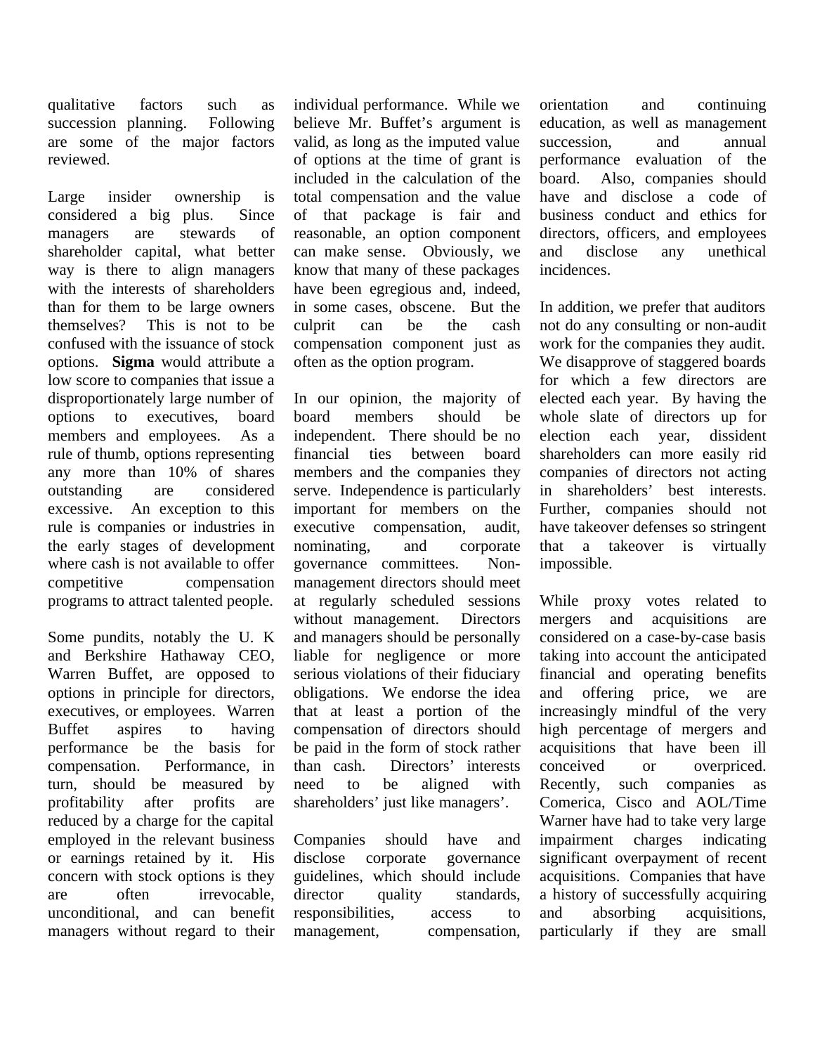qualitative factors such as succession planning. Following are some of the major factors reviewed.

Large insider ownership is considered a big plus. Since managers are stewards of shareholder capital, what better way is there to align managers with the interests of shareholders than for them to be large owners themselves? This is not to be confused with the issuance of stock options. **Sigma** would attribute a low score to companies that issue a disproportionately large number of options to executives, board members and employees. As a rule of thumb, options representing any more than 10% of shares outstanding are considered excessive. An exception to this rule is companies or industries in the early stages of development where cash is not available to offer competitive compensation programs to attract talented people.

Some pundits, notably the U. K and Berkshire Hathaway CEO, Warren Buffet, are opposed to options in principle for directors, executives, or employees. Warren Buffet aspires to having performance be the basis for compensation. Performance, in turn, should be measured by profitability after profits are reduced by a charge for the capital employed in the relevant business or earnings retained by it. His concern with stock options is they are often irrevocable, unconditional, and can benefit managers without regard to their individual performance. While we believe Mr. Buffet's argument is valid, as long as the imputed value of options at the time of grant is included in the calculation of the total compensation and the value of that package is fair and reasonable, an option component can make sense. Obviously, we know that many of these packages have been egregious and, indeed, in some cases, obscene. But the culprit can be the cash compensation component just as often as the option program.

In our opinion, the majority of board members should be independent. There should be no financial ties between board members and the companies they serve. Independence is particularly important for members on the executive compensation, audit, nominating, and corporate governance committees. Non-management directors should meet at regularly scheduled sessions without management. Directors and managers should be personally liable for negligence or more serious violations of their fiduciary obligations. We endorse the idea that at least a portion of the compensation of directors should be paid in the form of stock rather than cash. Directors' interests need to be aligned with shareholders' just like managers'.

Companies should have and disclose corporate governance guidelines, which should include director quality standards, responsibilities, access to management, compensation, orientation and continuing education, as well as management succession, and annual performance evaluation of the board. Also, companies should have and disclose a code of business conduct and ethics for directors, officers, and employees and disclose any unethical incidences.

In addition, we prefer that auditors not do any consulting or non-audit work for the companies they audit. We disapprove of staggered boards for which a few directors are elected each year. By having the whole slate of directors up for election each year, dissident shareholders can more easily rid companies of directors not acting in shareholders' best interests. Further, companies should not have takeover defenses so stringent that a takeover is virtually impossible.

While proxy votes related to mergers and acquisitions are considered on a case-by-case basis taking into account the anticipated financial and operating benefits and offering price, we are increasingly mindful of the very high percentage of mergers and acquisitions that have been ill conceived or overpriced. Recently, such companies as Comerica, Cisco and AOL/Time Warner have had to take very large impairment charges indicating significant overpayment of recent acquisitions. Companies that have a history of successfully acquiring and absorbing acquisitions, particularly if they are small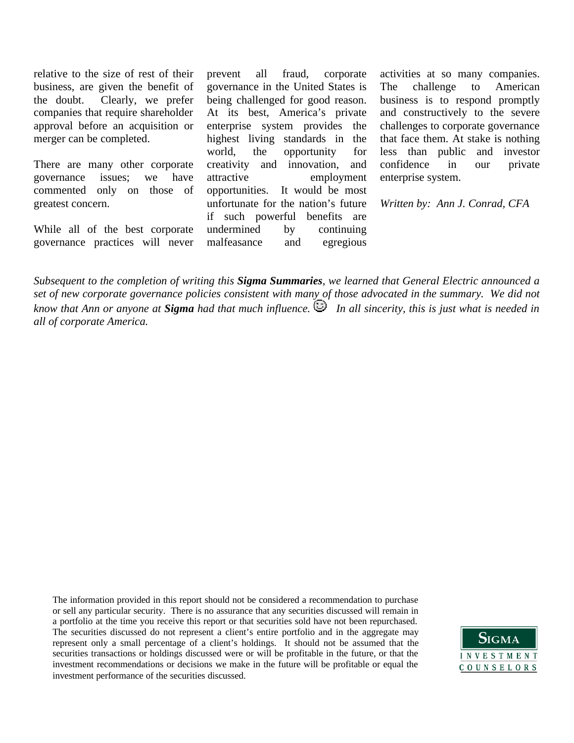relative to the size of rest of their business, are given the benefit of the doubt. Clearly, we prefer companies that require shareholder approval before an acquisition or merger can be completed.

There are many other corporate governance issues; we have commented only on those of greatest concern.

While all of the best corporate governance practices will never prevent all fraud, corporate governance in the United States is being challenged for good reason. At its best, America's private enterprise system provides the highest living standards in the world, the opportunity for creativity and innovation, and attractive employment opportunities. It would be most unfortunate for the nation's future if such powerful benefits are undermined by continuing malfeasance and egregious activities at so many companies. The challenge to American business is to respond promptly and constructively to the severe challenges to corporate governance that face them. At stake is nothing less than public and investor confidence in our private enterprise system.

*Written by: Ann J. Conrad, CFA*

*Subsequent to the completion of writing this **Sigma Summaries**, we learned that General Electric announced a set of new corporate governance policies consistent with many of those advocated in the summary. We did not know that Ann or anyone at **Sigma** had that much influence.* ☺ *In all sincerity, this is just what is needed in all of corporate America.*

The information provided in this report should not be considered a recommendation to purchase or sell any particular security. There is no assurance that any securities discussed will remain in a portfolio at the time you receive this report or that securities sold have not been repurchased. The securities discussed do not represent a client's entire portfolio and in the aggregate may represent only a small percentage of a client's holdings. It should not be assumed that the securities transactions or holdings discussed were or will be profitable in the future, or that the investment recommendations or decisions we make in the future will be profitable or equal the investment performance of the securities discussed.

SIGMA INVESTMENT COUNSELORS